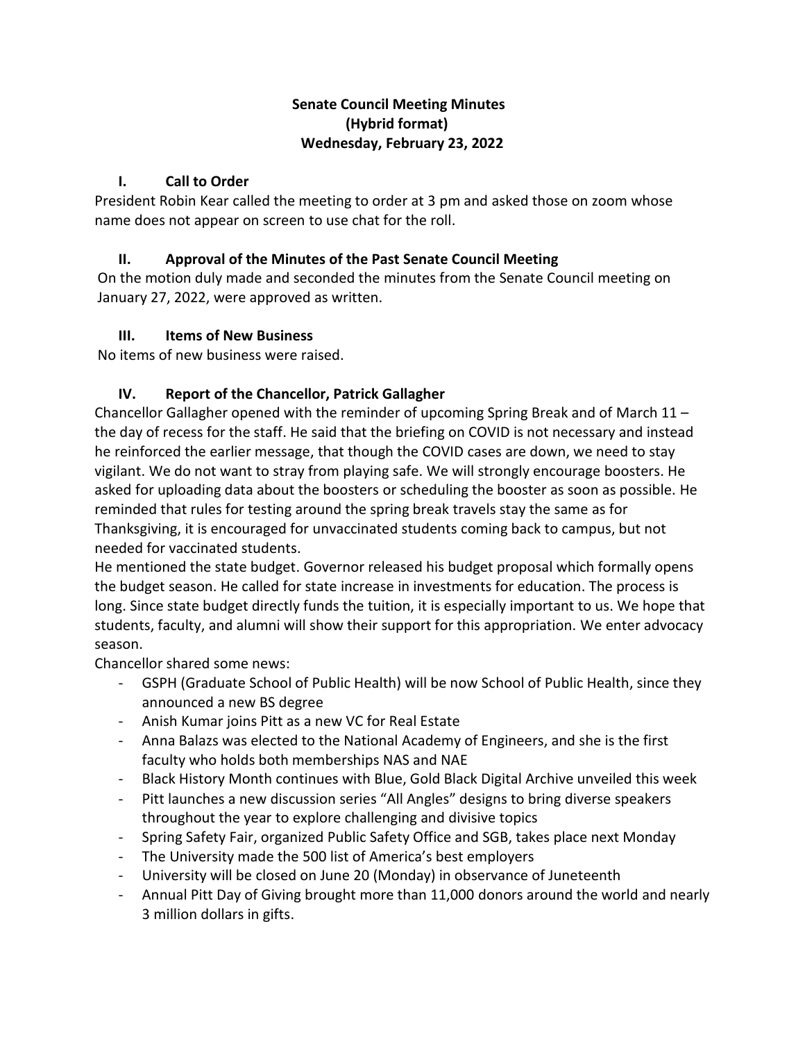# Senate Council Meeting Minutes
## (Hybrid format)
## Wednesday, February 23, 2022

### I. Call to Order

President Robin Kear called the meeting to order at 3 pm and asked those on zoom whose name does not appear on screen to use chat for the roll.

### II. Approval of the Minutes of the Past Senate Council Meeting

On the motion duly made and seconded the minutes from the Senate Council meeting on January 27, 2022, were approved as written.

### III. Items of New Business

No items of new business were raised.

### IV. Report of the Chancellor, Patrick Gallagher

Chancellor Gallagher opened with the reminder of upcoming Spring Break and of March 11 – the day of recess for the staff. He said that the briefing on COVID is not necessary and instead he reinforced the earlier message, that though the COVID cases are down, we need to stay vigilant. We do not want to stray from playing safe. We will strongly encourage boosters. He asked for uploading data about the boosters or scheduling the booster as soon as possible. He reminded that rules for testing around the spring break travels stay the same as for Thanksgiving, it is encouraged for unvaccinated students coming back to campus, but not needed for vaccinated students.

He mentioned the state budget. Governor released his budget proposal which formally opens the budget season. He called for state increase in investments for education. The process is long. Since state budget directly funds the tuition, it is especially important to us. We hope that students, faculty, and alumni will show their support for this appropriation. We enter advocacy season.

Chancellor shared some news:

- GSPH (Graduate School of Public Health) will be now School of Public Health, since they announced a new BS degree
- Anish Kumar joins Pitt as a new VC for Real Estate
- Anna Balazs was elected to the National Academy of Engineers, and she is the first faculty who holds both memberships NAS and NAE
- Black History Month continues with Blue, Gold Black Digital Archive unveiled this week
- Pitt launches a new discussion series "All Angles" designs to bring diverse speakers throughout the year to explore challenging and divisive topics
- Spring Safety Fair, organized Public Safety Office and SGB, takes place next Monday
- The University made the 500 list of America's best employers
- University will be closed on June 20 (Monday) in observance of Juneteenth
- Annual Pitt Day of Giving brought more than 11,000 donors around the world and nearly 3 million dollars in gifts.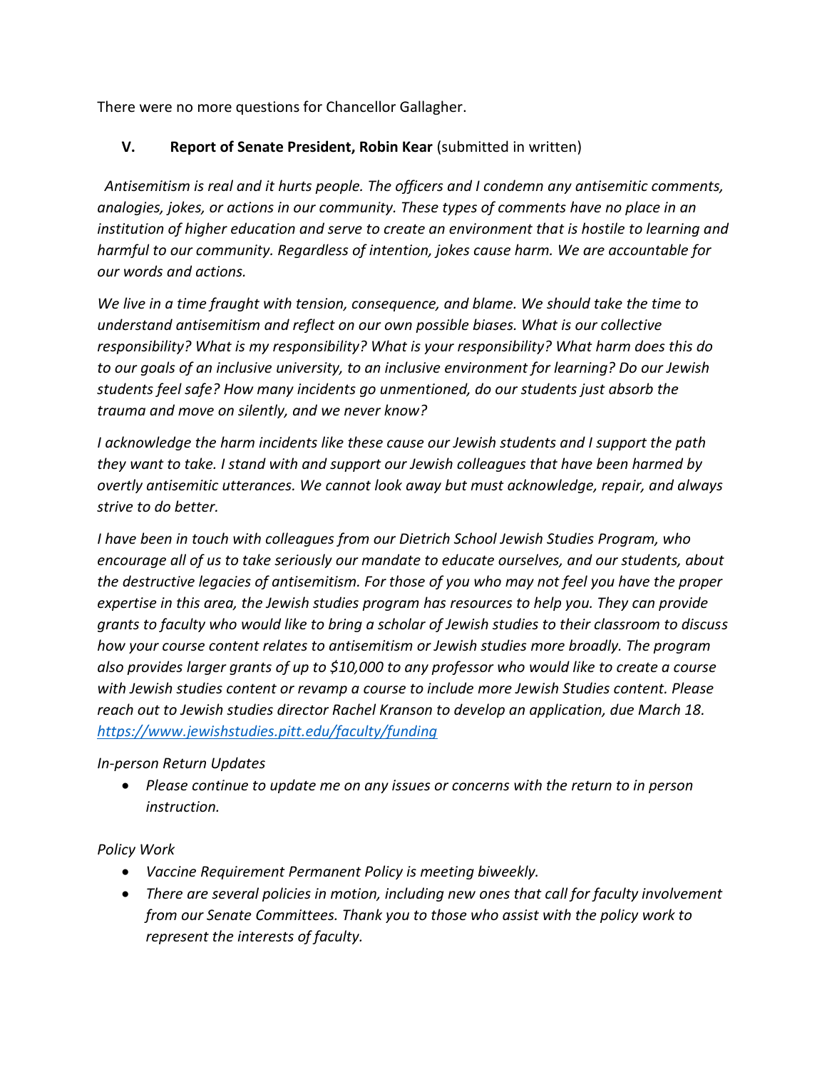There were no more questions for Chancellor Gallagher.

## V. **Report of Senate President, Robin Kear** (submitted in written)

*Antisemitism is real and it hurts people. The officers and I condemn any antisemitic comments, analogies, jokes, or actions in our community. These types of comments have no place in an institution of higher education and serve to create an environment that is hostile to learning and harmful to our community. Regardless of intention, jokes cause harm. We are accountable for our words and actions.*

*We live in a time fraught with tension, consequence, and blame. We should take the time to understand antisemitism and reflect on our own possible biases. What is our collective responsibility? What is my responsibility? What is your responsibility? What harm does this do to our goals of an inclusive university, to an inclusive environment for learning? Do our Jewish students feel safe? How many incidents go unmentioned, do our students just absorb the trauma and move on silently, and we never know?*

*I acknowledge the harm incidents like these cause our Jewish students and I support the path they want to take. I stand with and support our Jewish colleagues that have been harmed by overtly antisemitic utterances. We cannot look away but must acknowledge, repair, and always strive to do better.*

*I have been in touch with colleagues from our Dietrich School Jewish Studies Program, who encourage all of us to take seriously our mandate to educate ourselves, and our students, about the destructive legacies of antisemitism. For those of you who may not feel you have the proper expertise in this area, the Jewish studies program has resources to help you. They can provide grants to faculty who would like to bring a scholar of Jewish studies to their classroom to discuss how your course content relates to antisemitism or Jewish studies more broadly. The program also provides larger grants of up to $10,000 to any professor who would like to create a course with Jewish studies content or revamp a course to include more Jewish Studies content. Please reach out to Jewish studies director Rachel Kranson to develop an application, due March 18.* [*https://www.jewishstudies.pitt.edu/faculty/funding*](https://www.jewishstudies.pitt.edu/faculty/funding)

*In-person Return Updates*

- *Please continue to update me on any issues or concerns with the return to in person instruction.*

*Policy Work*

- *Vaccine Requirement Permanent Policy is meeting biweekly.*
- *There are several policies in motion, including new ones that call for faculty involvement from our Senate Committees. Thank you to those who assist with the policy work to represent the interests of faculty.*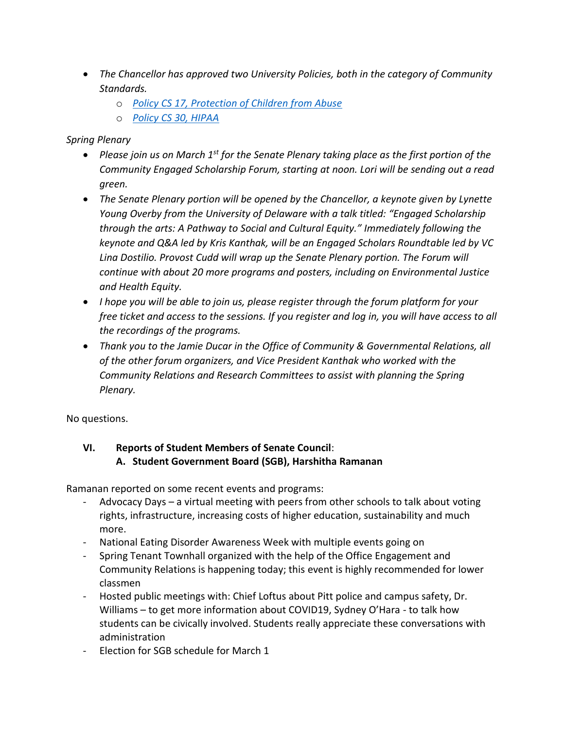- *The Chancellor has approved two University Policies, both in the category of Community Standards.*
    - *Policy CS 17, Protection of Children from Abuse*
    - *Policy CS 30, HIPAA*

*Spring Plenary*

- *Please join us on March 1st for the Senate Plenary taking place as the first portion of the Community Engaged Scholarship Forum, starting at noon. Lori will be sending out a read green.*
- *The Senate Plenary portion will be opened by the Chancellor, a keynote given by Lynette Young Overby from the University of Delaware with a talk titled: "Engaged Scholarship through the arts: A Pathway to Social and Cultural Equity." Immediately following the keynote and Q&A led by Kris Kanthak, will be an Engaged Scholars Roundtable led by VC Lina Dostilio. Provost Cudd will wrap up the Senate Plenary portion. The Forum will continue with about 20 more programs and posters, including on Environmental Justice and Health Equity.*
- *I hope you will be able to join us, please register through the forum platform for your free ticket and access to the sessions. If you register and log in, you will have access to all the recordings of the programs.*
- *Thank you to the Jamie Ducar in the Office of Community & Governmental Relations, all of the other forum organizers, and Vice President Kanthak who worked with the Community Relations and Research Committees to assist with planning the Spring Plenary.*

No questions.

**VI. Reports of Student Members of Senate Council**:

**A. Student Government Board (SGB), Harshitha Ramanan**

Ramanan reported on some recent events and programs:

- Advocacy Days – a virtual meeting with peers from other schools to talk about voting rights, infrastructure, increasing costs of higher education, sustainability and much more.
- National Eating Disorder Awareness Week with multiple events going on
- Spring Tenant Townhall organized with the help of the Office Engagement and Community Relations is happening today; this event is highly recommended for lower classmen
- Hosted public meetings with: Chief Loftus about Pitt police and campus safety, Dr. Williams – to get more information about COVID19, Sydney O'Hara - to talk how students can be civically involved. Students really appreciate these conversations with administration
- Election for SGB schedule for March 1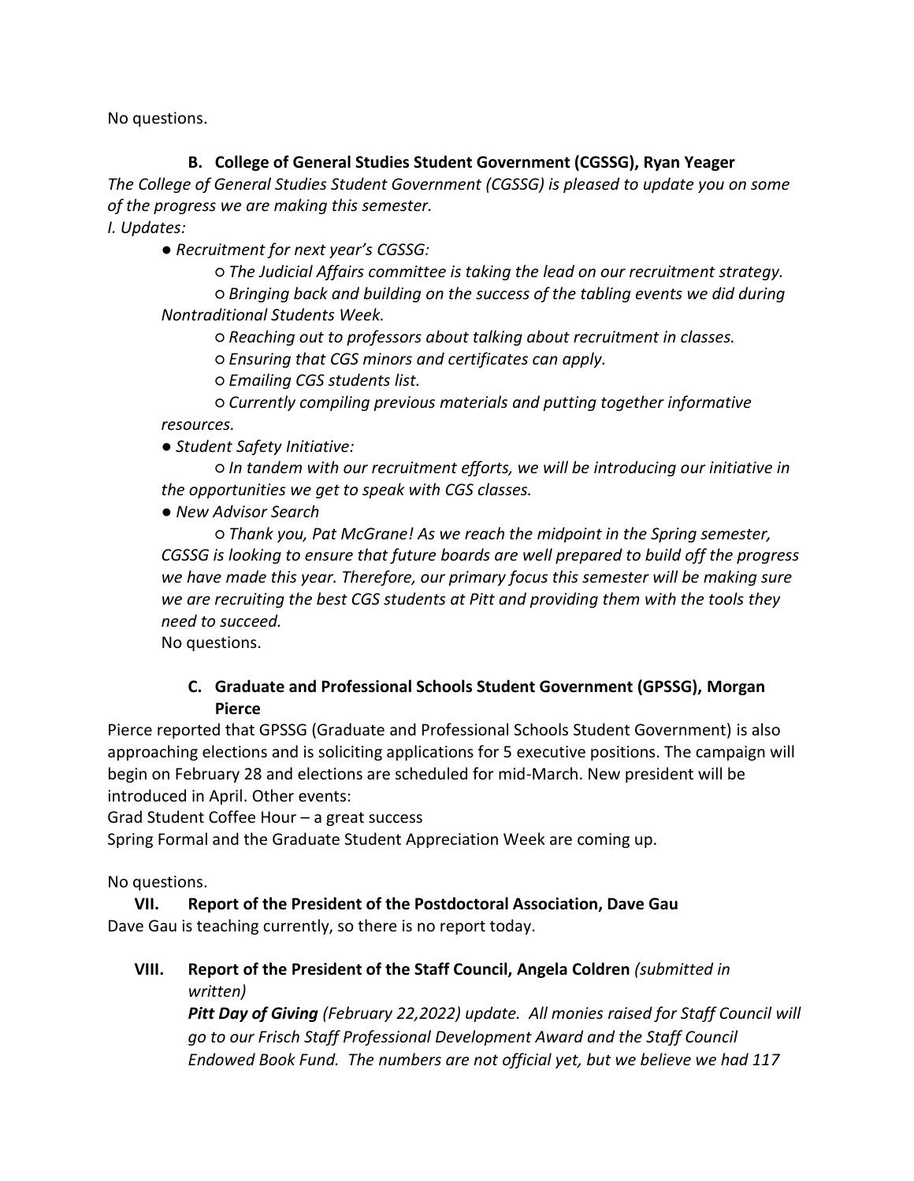No questions.

### B. College of General Studies Student Government (CGSSG), Ryan Yeager

*The College of General Studies Student Government (CGSSG) is pleased to update you on some of the progress we are making this semester.*

*I. Updates:*

- *Recruitment for next year's CGSSG:*
  - *The Judicial Affairs committee is taking the lead on our recruitment strategy.*
  - *Bringing back and building on the success of the tabling events we did during Nontraditional Students Week.*
  - *Reaching out to professors about talking about recruitment in classes.*
  - *Ensuring that CGS minors and certificates can apply.*
  - *Emailing CGS students list.*
  - *Currently compiling previous materials and putting together informative resources.*
- *Student Safety Initiative:*
  - *In tandem with our recruitment efforts, we will be introducing our initiative in the opportunities we get to speak with CGS classes.*
- *New Advisor Search*
  - *Thank you, Pat McGrane! As we reach the midpoint in the Spring semester, CGSSG is looking to ensure that future boards are well prepared to build off the progress we have made this year. Therefore, our primary focus this semester will be making sure we are recruiting the best CGS students at Pitt and providing them with the tools they need to succeed.*

No questions.

### C. Graduate and Professional Schools Student Government (GPSSG), Morgan Pierce

Pierce reported that GPSSG (Graduate and Professional Schools Student Government) is also approaching elections and is soliciting applications for 5 executive positions. The campaign will begin on February 28 and elections are scheduled for mid-March. New president will be introduced in April. Other events:

Grad Student Coffee Hour – a great success

Spring Formal and the Graduate Student Appreciation Week are coming up.

No questions.

## VII. Report of the President of the Postdoctoral Association, Dave Gau

Dave Gau is teaching currently, so there is no report today.

## VIII. Report of the President of the Staff Council, Angela Coldren *(submitted in written)*

***Pitt Day of Giving*** *(February 22,2022) update. All monies raised for Staff Council will go to our Frisch Staff Professional Development Award and the Staff Council Endowed Book Fund. The numbers are not official yet, but we believe we had 117*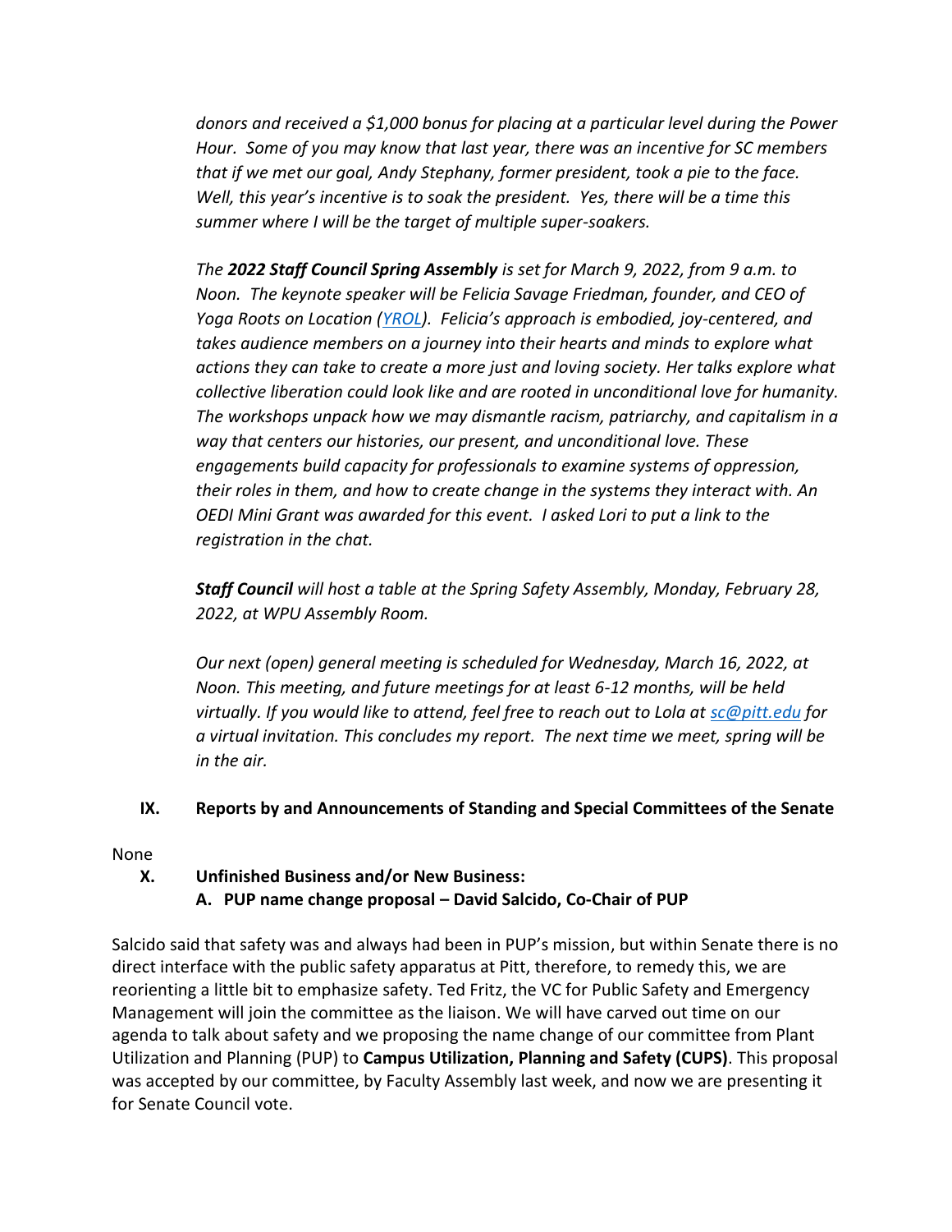*donors and received a $1,000 bonus for placing at a particular level during the Power Hour. Some of you may know that last year, there was an incentive for SC members that if we met our goal, Andy Stephany, former president, took a pie to the face. Well, this year's incentive is to soak the president. Yes, there will be a time this summer where I will be the target of multiple super-soakers.*

*The **2022 Staff Council Spring Assembly** is set for March 9, 2022, from 9 a.m. to Noon. The keynote speaker will be Felicia Savage Friedman, founder, and CEO of Yoga Roots on Location ([YROL](YROL)). Felicia's approach is embodied, joy-centered, and takes audience members on a journey into their hearts and minds to explore what actions they can take to create a more just and loving society. Her talks explore what collective liberation could look like and are rooted in unconditional love for humanity. The workshops unpack how we may dismantle racism, patriarchy, and capitalism in a way that centers our histories, our present, and unconditional love. These engagements build capacity for professionals to examine systems of oppression, their roles in them, and how to create change in the systems they interact with. An OEDI Mini Grant was awarded for this event. I asked Lori to put a link to the registration in the chat.*

***Staff Council** will host a table at the Spring Safety Assembly, Monday, February 28, 2022, at WPU Assembly Room.*

*Our next (open) general meeting is scheduled for Wednesday, March 16, 2022, at Noon. This meeting, and future meetings for at least 6-12 months, will be held virtually. If you would like to attend, feel free to reach out to Lola at [sc@pitt.edu](mailto:sc@pitt.edu) for a virtual invitation. This concludes my report. The next time we meet, spring will be in the air.*

## IX. Reports by and Announcements of Standing and Special Committees of the Senate

None

## X. Unfinished Business and/or New Business:

### A. PUP name change proposal – David Salcido, Co-Chair of PUP

Salcido said that safety was and always had been in PUP's mission, but within Senate there is no direct interface with the public safety apparatus at Pitt, therefore, to remedy this, we are reorienting a little bit to emphasize safety. Ted Fritz, the VC for Public Safety and Emergency Management will join the committee as the liaison. We will have carved out time on our agenda to talk about safety and we proposing the name change of our committee from Plant Utilization and Planning (PUP) to **Campus Utilization, Planning and Safety (CUPS)**. This proposal was accepted by our committee, by Faculty Assembly last week, and now we are presenting it for Senate Council vote.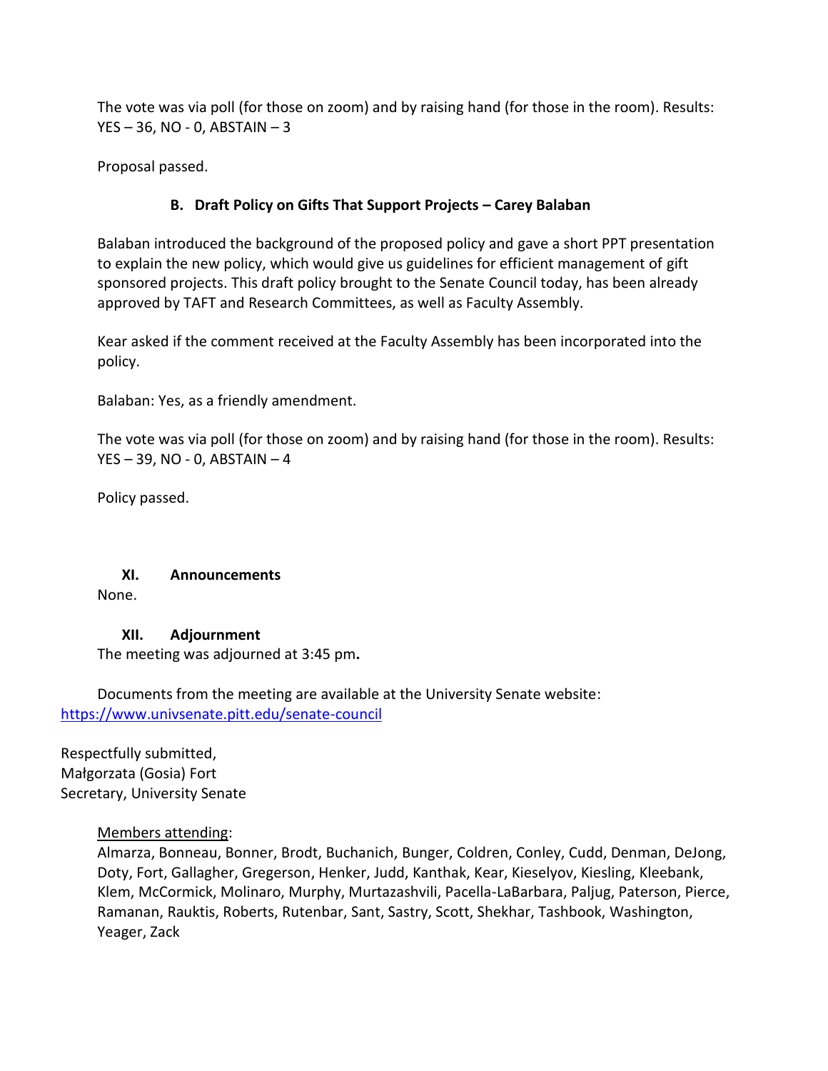The vote was via poll (for those on zoom) and by raising hand (for those in the room). Results: YES – 36, NO - 0, ABSTAIN – 3

Proposal passed.

### B. Draft Policy on Gifts That Support Projects – Carey Balaban

Balaban introduced the background of the proposed policy and gave a short PPT presentation to explain the new policy, which would give us guidelines for efficient management of gift sponsored projects. This draft policy brought to the Senate Council today, has been already approved by TAFT and Research Committees, as well as Faculty Assembly.

Kear asked if the comment received at the Faculty Assembly has been incorporated into the policy.

Balaban: Yes, as a friendly amendment.

The vote was via poll (for those on zoom) and by raising hand (for those in the room). Results: YES – 39, NO - 0, ABSTAIN – 4

Policy passed.

## XI. Announcements

None.

## XII. Adjournment

The meeting was adjourned at 3:45 pm**.**

Documents from the meeting are available at the University Senate website: https://www.univsenate.pitt.edu/senate-council

Respectfully submitted,
Małgorzata (Gosia) Fort
Secretary, University Senate

Members attending:
Almarza, Bonneau, Bonner, Brodt, Buchanich, Bunger, Coldren, Conley, Cudd, Denman, DeJong, Doty, Fort, Gallagher, Gregerson, Henker, Judd, Kanthak, Kear, Kieselyov, Kiesling, Kleebank, Klem, McCormick, Molinaro, Murphy, Murtazashvili, Pacella-LaBarbara, Paljug, Paterson, Pierce, Ramanan, Rauktis, Roberts, Rutenbar, Sant, Sastry, Scott, Shekhar, Tashbook, Washington, Yeager, Zack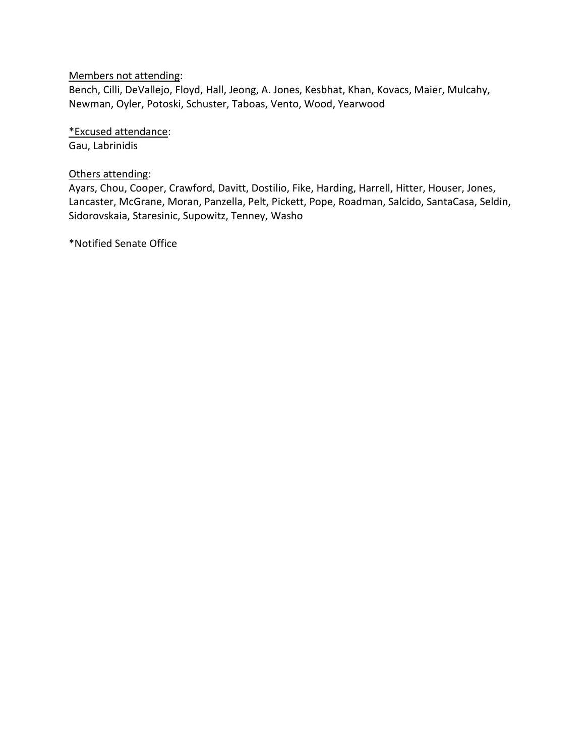Members not attending:
Bench, Cilli, DeVallejo, Floyd, Hall, Jeong, A. Jones, Kesbhat, Khan, Kovacs, Maier, Mulcahy, Newman, Oyler, Potoski, Schuster, Taboas, Vento, Wood, Yearwood

*Excused attendance:
Gau, Labrinidis

Others attending:
Ayars, Chou, Cooper, Crawford, Davitt, Dostilio, Fike, Harding, Harrell, Hitter, Houser, Jones, Lancaster, McGrane, Moran, Panzella, Pelt, Pickett, Pope, Roadman, Salcido, SantaCasa, Seldin, Sidorovskaia, Staresinic, Supowitz, Tenney, Washo

*Notified Senate Office